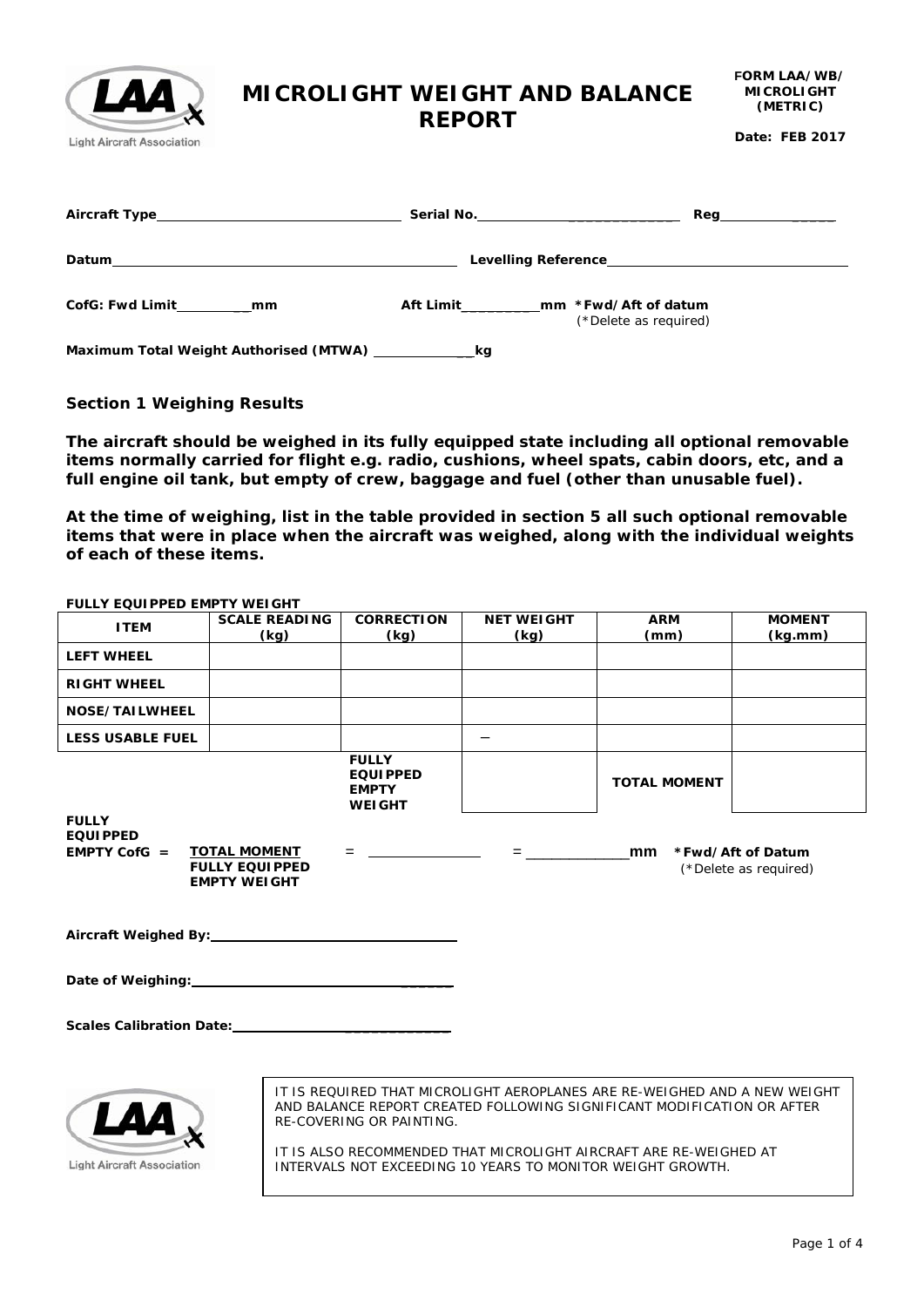# MICROLIGHT WEIGHT AND BALANCE REPORT

**FORM LAA/WB/ MICROLIGHT (METRIC)**

**Date: FEB 2017**

**Aircraft Type**\_\_\_\_\_\_\_\_\_\_\_\_\_\_\_\_\_\_\_\_\_\_\_\_\_\_\_\_\_\_ **Serial No.**\_\_\_\_\_\_\_\_\_\_\_\_\_\_\_\_\_\_\_\_\_\_\_\_\_\_\_\_ **Reg**\_\_\_\_\_\_\_\_\_\_\_\_\_\_\_\_

**Datum**\_\_\_\_\_\_\_\_\_\_\_\_\_\_\_\_\_\_\_\_\_\_\_\_\_\_\_\_\_\_\_\_\_\_\_\_\_\_\_\_\_\_ **Levelling Reference**\_\_\_\_\_\_\_\_\_\_\_\_\_\_\_\_\_\_\_\_\_\_\_\_\_\_\_\_\_\_\_\_

**CofG: Fwd Limit**\_\_\_\_\_\_\_\_\_\_\_**mm** **Aft Limit**\_\_\_\_\_\_\_\_\_\_**mm \*Fwd/Aft of datum** (\*Delete as required)

**Maximum Total Weight Authorised (MTWA)** \_\_\_\_\_\_\_\_\_\_\_\_\_\_**kg**

## Section 1 Weighing Results

**The aircraft should be weighed in its fully equipped state including all optional removable items normally carried for flight e.g. radio, cushions, wheel spats, cabin doors, etc, and a full engine oil tank, but empty of crew, baggage and fuel (other than unusable fuel).**

**At the time of weighing, list in the table provided in section 5 all such optional removable items that were in place when the aircraft was weighed, along with the individual weights of each of these items.**

**FULLY EQUIPPED EMPTY WEIGHT**

| ITEM | SCALE READING (kg) | CORRECTION (kg) | NET WEIGHT (kg) | ARM (mm) | MOMENT (kg.mm) |
|---|---|---|---|---|---|
| LEFT WHEEL | | | | | |
| RIGHT WHEEL | | | | | |
| NOSE/TAILWHEEL | | | | | |
| LESS USABLE FUEL | | | − | | |
| | | **FULLY EQUIPPED EMPTY WEIGHT** | | **TOTAL MOMENT** | |

**FULLY EQUIPPED EMPTY CofG** = $\frac{\textbf{TOTAL MOMENT}}{\textbf{FULLY EQUIPPED EMPTY WEIGHT}}$ = \_\_\_\_\_\_\_\_\_\_\_\_\_\_ = \_\_\_\_\_\_\_\_\_\_\_\_\_\_**mm \*Fwd/Aft of Datum** (\*Delete as required)

**Aircraft Weighed By:**\_\_\_\_\_\_\_\_\_\_\_\_\_\_\_\_\_\_\_\_\_\_\_\_\_\_\_\_\_\_\_\_

**Date of Weighing:**\_\_\_\_\_\_\_\_\_\_\_\_\_\_\_\_\_\_\_\_\_\_\_\_\_\_\_\_\_\_\_\_\_\_

**Scales Calibration Date:**\_\_\_\_\_\_\_\_\_\_\_\_\_\_\_\_\_\_\_\_\_\_\_\_\_\_\_\_\_

IT IS REQUIRED THAT MICROLIGHT AEROPLANES ARE RE-WEIGHED AND A NEW WEIGHT AND BALANCE REPORT CREATED FOLLOWING SIGNIFICANT MODIFICATION OR AFTER RE-COVERING OR PAINTING.

IT IS ALSO RECOMMENDED THAT MICROLIGHT AIRCRAFT ARE RE-WEIGHED AT INTERVALS NOT EXCEEDING 10 YEARS TO MONITOR WEIGHT GROWTH.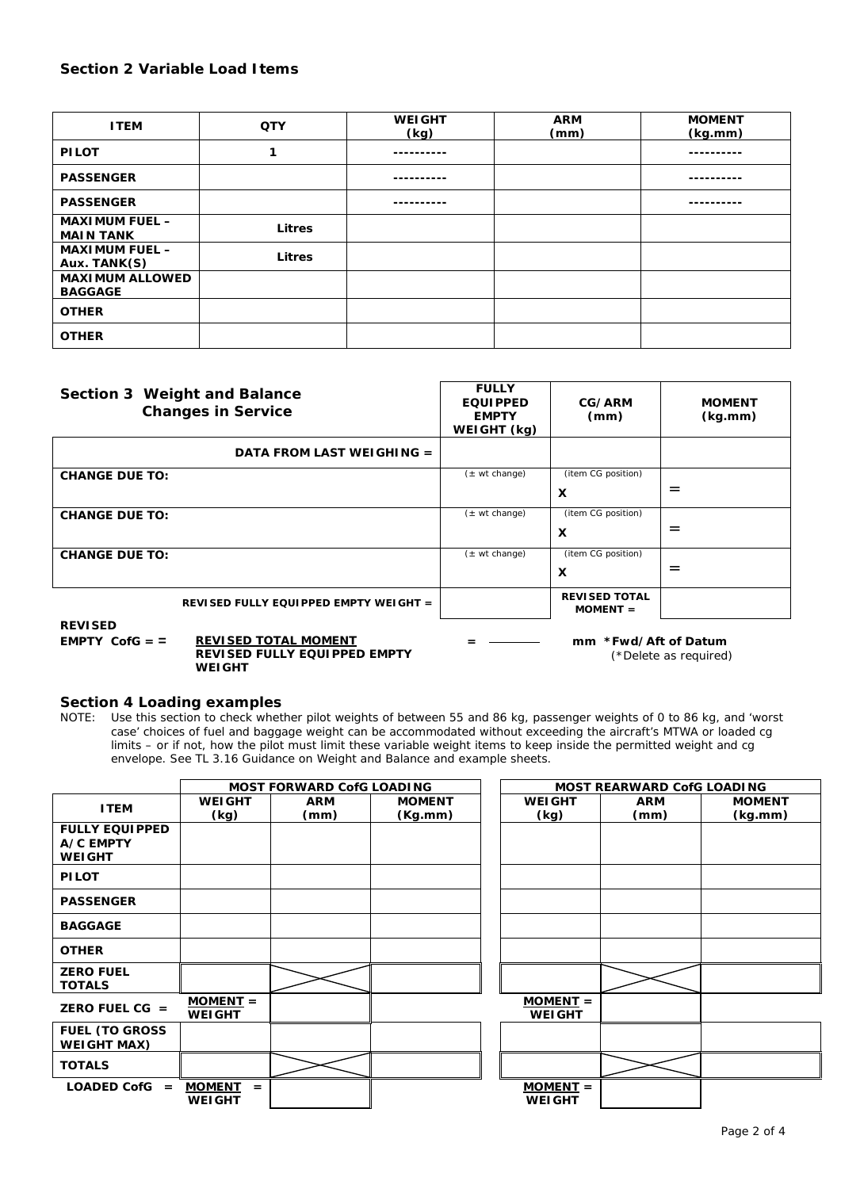## Section 2 Variable Load Items

| ITEM | QTY | WEIGHT (kg) | ARM (mm) | MOMENT (kg.mm) |
|---|---|---|---|---|
| PILOT | 1 | ---------- | | ---------- |
| PASSENGER | | ---------- | | ---------- |
| PASSENGER | | ---------- | | ---------- |
| MAXIMUM FUEL – MAIN TANK | Litres | | | |
| MAXIMUM FUEL – Aux. TANK(S) | Litres | | | |
| MAXIMUM ALLOWED BAGGAGE | | | | |
| OTHER | | | | |
| OTHER | | | | |

## Section 3 Weight and Balance Changes in Service

| | FULLY EQUIPPED EMPTY WEIGHT (kg) | CG/ARM (mm) | MOMENT (kg.mm) |
|---|---|---|---|
| DATA FROM LAST WEIGHING = | | | |
| CHANGE DUE TO: | (± wt change) | (item CG position) X | = |
| CHANGE DUE TO: | (± wt change) | (item CG position) X | = |
| CHANGE DUE TO: | (± wt change) | (item CG position) X | = |
| REVISED FULLY EQUIPPED EMPTY WEIGHT = | | REVISED TOTAL MOMENT = | |

**REVISED EMPTY CofG = =** **REVISED TOTAL MOMENT / REVISED FULLY EQUIPPED EMPTY WEIGHT** = ________ mm *Fwd/Aft of Datum (*Delete as required)

## Section 4 Loading examples

NOTE: Use this section to check whether pilot weights of between 55 and 86 kg, passenger weights of 0 to 86 kg, and 'worst case' choices of fuel and baggage weight can be accommodated without exceeding the aircraft's MTWA or loaded cg limits – or if not, how the pilot must limit these variable weight items to keep inside the permitted weight and cg envelope. See TL 3.16 Guidance on Weight and Balance and example sheets.

| | MOST FORWARD CofG LOADING | | | MOST REARWARD CofG LOADING | | |
|---|---|---|---|---|---|---|
| ITEM | WEIGHT (kg) | ARM (mm) | MOMENT (Kg.mm) | WEIGHT (kg) | ARM (mm) | MOMENT (kg.mm) |
| FULLY EQUIPPED A/C EMPTY WEIGHT | | | | | | |
| PILOT | | | | | | |
| PASSENGER | | | | | | |
| BAGGAGE | | | | | | |
| OTHER | | | | | | |
| ZERO FUEL TOTALS | | | | | | |
| ZERO FUEL CG = | MOMENT = / WEIGHT | | | MOMENT = / WEIGHT | | |
| FUEL (TO GROSS WEIGHT MAX) | | | | | | |
| TOTALS | | | | | | |
| LOADED CofG = | MOMENT = / WEIGHT | | | MOMENT = / WEIGHT | | |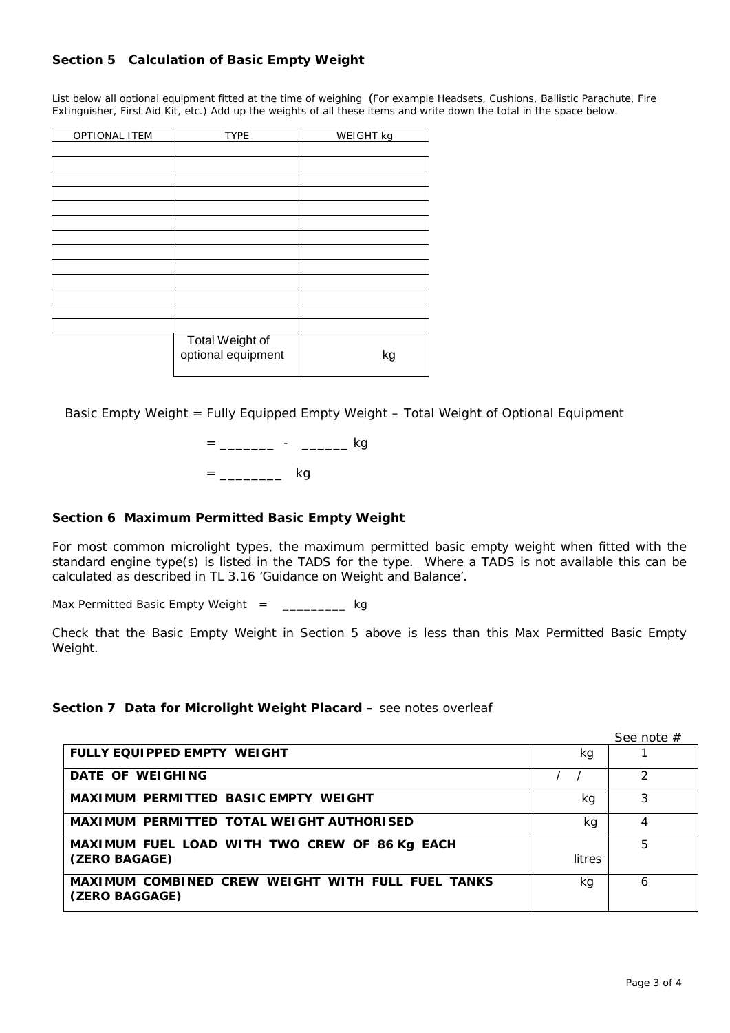## Section 5 Calculation of Basic Empty Weight

List below all optional equipment fitted at the time of weighing (For example Headsets, Cushions, Ballistic Parachute, Fire Extinguisher, First Aid Kit, etc.) Add up the weights of all these items and write down the total in the space below.

| OPTIONAL ITEM | TYPE | WEIGHT kg |
|---|---|---|
| | | |
| | | |
| | | |
| | | |
| | | |
| | | |
| | | |
| | | |
| | | |
| | | |
| | | |
| | | |
| | | |
| | Total Weight of optional equipment | kg |

Basic Empty Weight = Fully Equipped Empty Weight – Total Weight of Optional Equipment

= _______ - ______ kg

= ________ kg

## Section 6 Maximum Permitted Basic Empty Weight

For most common microlight types, the maximum permitted basic empty weight when fitted with the standard engine type(s) is listed in the TADS for the type. Where a TADS is not available this can be calculated as described in TL 3.16 'Guidance on Weight and Balance'.

Max Permitted Basic Empty Weight = _________ kg

Check that the Basic Empty Weight in Section 5 above is less than this Max Permitted Basic Empty Weight.

## Section 7 Data for Microlight Weight Placard – see notes overleaf

| | | See note # |
|---|---|---|
| **FULLY EQUIPPED EMPTY WEIGHT** | kg | 1 |
| **DATE OF WEIGHING** | / / | 2 |
| **MAXIMUM PERMITTED BASIC EMPTY WEIGHT** | kg | 3 |
| **MAXIMUM PERMITTED TOTAL WEIGHT AUTHORISED** | kg | 4 |
| **MAXIMUM FUEL LOAD WITH TWO CREW OF 86 Kg EACH (ZERO BAGAGE)** | litres | 5 |
| **MAXIMUM COMBINED CREW WEIGHT WITH FULL FUEL TANKS (ZERO BAGGAGE)** | kg | 6 |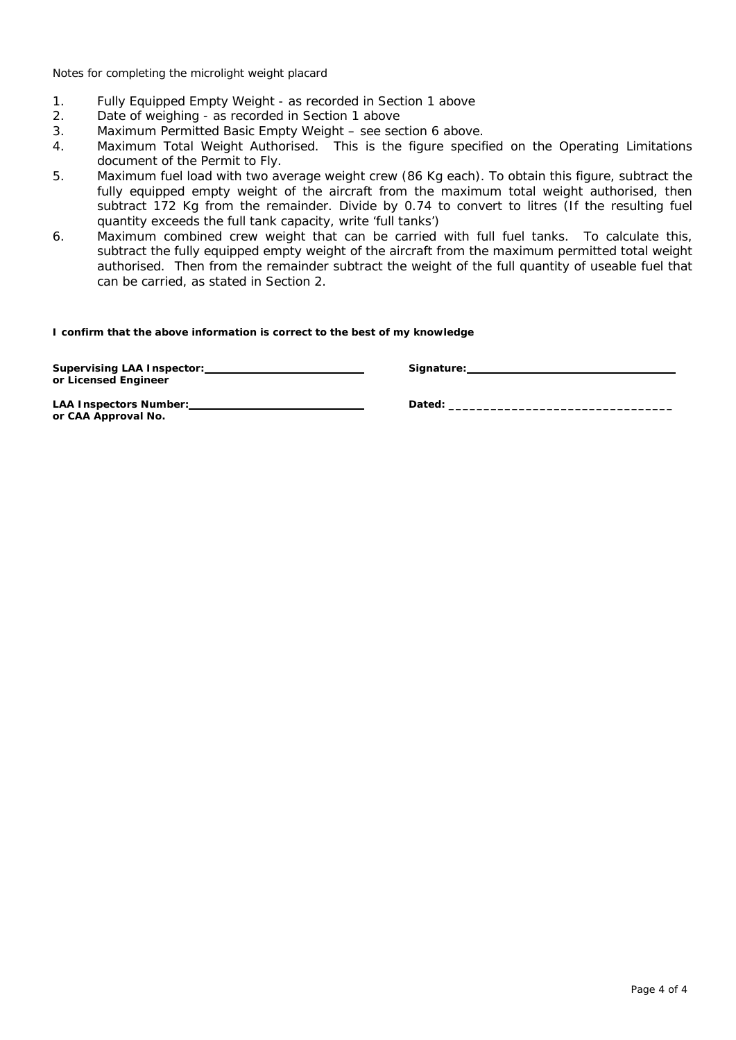Notes for completing the microlight weight placard

1. Fully Equipped Empty Weight - as recorded in Section 1 above
2. Date of weighing - as recorded in Section 1 above
3. Maximum Permitted Basic Empty Weight – see section 6 above.
4. Maximum Total Weight Authorised. This is the figure specified on the Operating Limitations document of the Permit to Fly.
5. Maximum fuel load with two average weight crew (86 Kg each). To obtain this figure, subtract the fully equipped empty weight of the aircraft from the maximum total weight authorised, then subtract 172 Kg from the remainder. Divide by 0.74 to convert to litres (If the resulting fuel quantity exceeds the full tank capacity, write 'full tanks')
6. Maximum combined crew weight that can be carried with full fuel tanks. To calculate this, subtract the fully equipped empty weight of the aircraft from the maximum permitted total weight authorised. Then from the remainder subtract the weight of the full quantity of useable fuel that can be carried, as stated in Section 2.

**I confirm that the above information is correct to the best of my knowledge**

**Supervising LAA Inspector:** ____________________________ **Signature:** ____________________________
**or Licensed Engineer**

**LAA Inspectors Number:** ____________________________ **Dated:** ____________________________
**or CAA Approval No.**